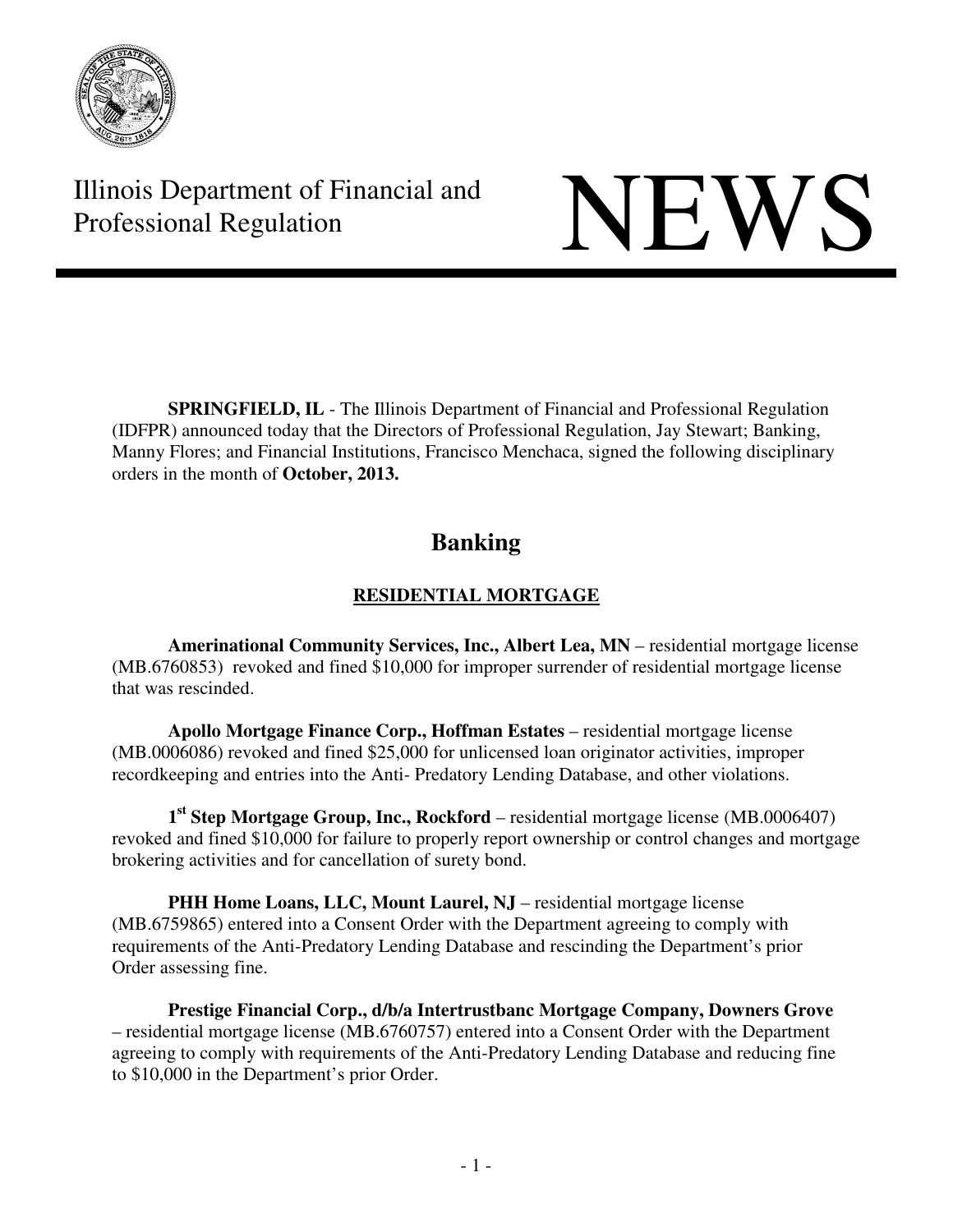Illinois Department of Financial and Professional Regulation

# NEWS

**SPRINGFIELD, IL** - The Illinois Department of Financial and Professional Regulation (IDFPR) announced today that the Directors of Professional Regulation, Jay Stewart; Banking, Manny Flores; and Financial Institutions, Francisco Menchaca, signed the following disciplinary orders in the month of **October, 2013.**

## Banking

### RESIDENTIAL MORTGAGE

**Amerinational Community Services, Inc., Albert Lea, MN** – residential mortgage license (MB.6760853) revoked and fined $10,000 for improper surrender of residential mortgage license that was rescinded.

**Apollo Mortgage Finance Corp., Hoffman Estates** – residential mortgage license (MB.0006086) revoked and fined $25,000 for unlicensed loan originator activities, improper recordkeeping and entries into the Anti- Predatory Lending Database, and other violations.

**1st Step Mortgage Group, Inc., Rockford** – residential mortgage license (MB.0006407) revoked and fined $10,000 for failure to properly report ownership or control changes and mortgage brokering activities and for cancellation of surety bond.

**PHH Home Loans, LLC, Mount Laurel, NJ** – residential mortgage license (MB.6759865) entered into a Consent Order with the Department agreeing to comply with requirements of the Anti-Predatory Lending Database and rescinding the Department's prior Order assessing fine.

**Prestige Financial Corp., d/b/a Intertrustbanc Mortgage Company, Downers Grove** – residential mortgage license (MB.6760757) entered into a Consent Order with the Department agreeing to comply with requirements of the Anti-Predatory Lending Database and reducing fine to $10,000 in the Department's prior Order.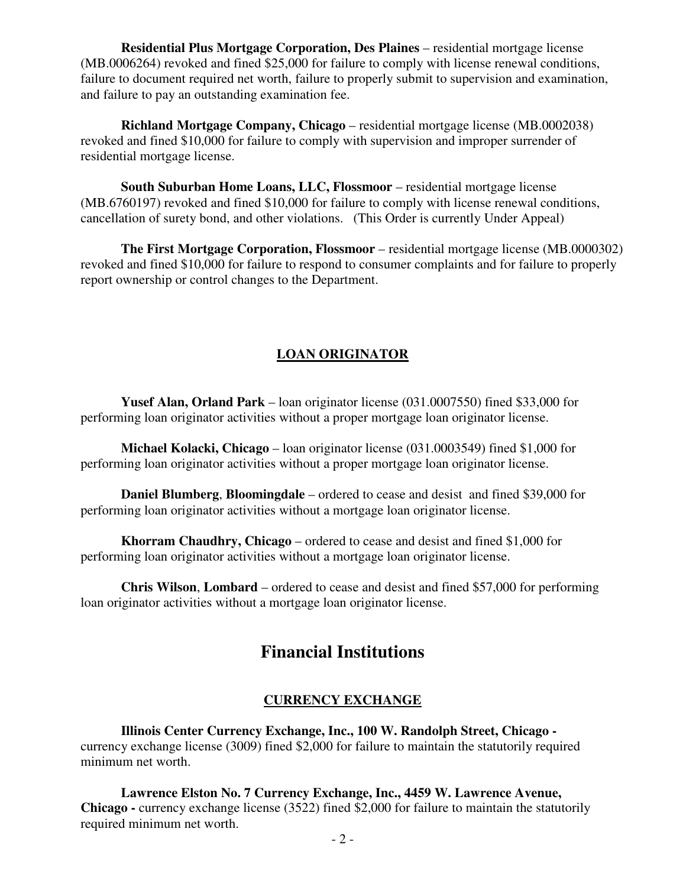**Residential Plus Mortgage Corporation, Des Plaines** – residential mortgage license (MB.0006264) revoked and fined $25,000 for failure to comply with license renewal conditions, failure to document required net worth, failure to properly submit to supervision and examination, and failure to pay an outstanding examination fee.

**Richland Mortgage Company, Chicago** – residential mortgage license (MB.0002038) revoked and fined $10,000 for failure to comply with supervision and improper surrender of residential mortgage license.

**South Suburban Home Loans, LLC, Flossmoor** – residential mortgage license (MB.6760197) revoked and fined $10,000 for failure to comply with license renewal conditions, cancellation of surety bond, and other violations. (This Order is currently Under Appeal)

**The First Mortgage Corporation, Flossmoor** – residential mortgage license (MB.0000302) revoked and fined $10,000 for failure to respond to consumer complaints and for failure to properly report ownership or control changes to the Department.

### LOAN ORIGINATOR

**Yusef Alan, Orland Park** – loan originator license (031.0007550) fined $33,000 for performing loan originator activities without a proper mortgage loan originator license.

**Michael Kolacki, Chicago** – loan originator license (031.0003549) fined $1,000 for performing loan originator activities without a proper mortgage loan originator license.

**Daniel Blumberg**, **Bloomingdale** – ordered to cease and desist and fined $39,000 for performing loan originator activities without a mortgage loan originator license.

**Khorram Chaudhry, Chicago** – ordered to cease and desist and fined $1,000 for performing loan originator activities without a mortgage loan originator license.

**Chris Wilson**, **Lombard** – ordered to cease and desist and fined $57,000 for performing loan originator activities without a mortgage loan originator license.

## Financial Institutions

### CURRENCY EXCHANGE

**Illinois Center Currency Exchange, Inc., 100 W. Randolph Street, Chicago -** currency exchange license (3009) fined $2,000 for failure to maintain the statutorily required minimum net worth.

**Lawrence Elston No. 7 Currency Exchange, Inc., 4459 W. Lawrence Avenue, Chicago -** currency exchange license (3522) fined $2,000 for failure to maintain the statutorily required minimum net worth.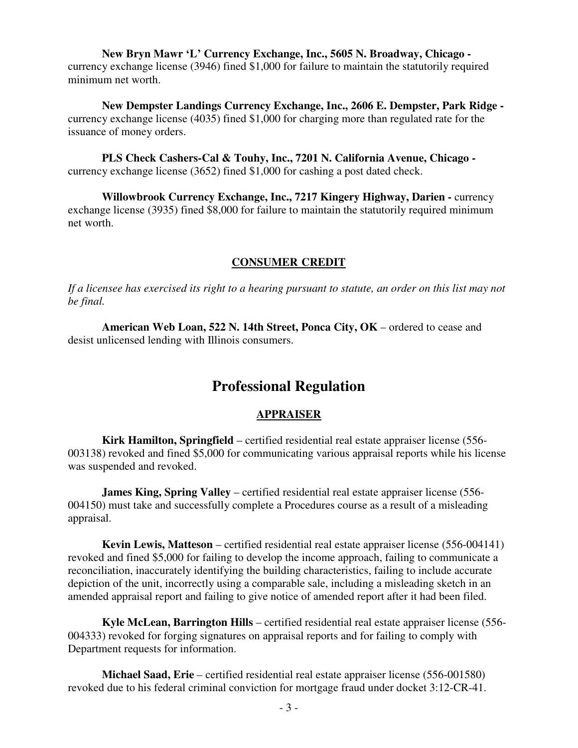**New Bryn Mawr 'L' Currency Exchange, Inc., 5605 N. Broadway, Chicago -** currency exchange license (3946) fined $1,000 for failure to maintain the statutorily required minimum net worth.

**New Dempster Landings Currency Exchange, Inc., 2606 E. Dempster, Park Ridge -** currency exchange license (4035) fined $1,000 for charging more than regulated rate for the issuance of money orders.

**PLS Check Cashers-Cal & Touhy, Inc., 7201 N. California Avenue, Chicago -** currency exchange license (3652) fined $1,000 for cashing a post dated check.

**Willowbrook Currency Exchange, Inc., 7217 Kingery Highway, Darien -** currency exchange license (3935) fined $8,000 for failure to maintain the statutorily required minimum net worth.

### CONSUMER CREDIT

*If a licensee has exercised its right to a hearing pursuant to statute, an order on this list may not be final.*

**American Web Loan, 522 N. 14th Street, Ponca City, OK** – ordered to cease and desist unlicensed lending with Illinois consumers.

## Professional Regulation

### APPRAISER

**Kirk Hamilton, Springfield** – certified residential real estate appraiser license (556-003138) revoked and fined $5,000 for communicating various appraisal reports while his license was suspended and revoked.

**James King, Spring Valley** – certified residential real estate appraiser license (556-004150) must take and successfully complete a Procedures course as a result of a misleading appraisal.

**Kevin Lewis, Matteson** – certified residential real estate appraiser license (556-004141) revoked and fined $5,000 for failing to develop the income approach, failing to communicate a reconciliation, inaccurately identifying the building characteristics, failing to include accurate depiction of the unit, incorrectly using a comparable sale, including a misleading sketch in an amended appraisal report and failing to give notice of amended report after it had been filed.

**Kyle McLean, Barrington Hills** – certified residential real estate appraiser license (556-004333) revoked for forging signatures on appraisal reports and for failing to comply with Department requests for information.

**Michael Saad, Erie** – certified residential real estate appraiser license (556-001580) revoked due to his federal criminal conviction for mortgage fraud under docket 3:12-CR-41.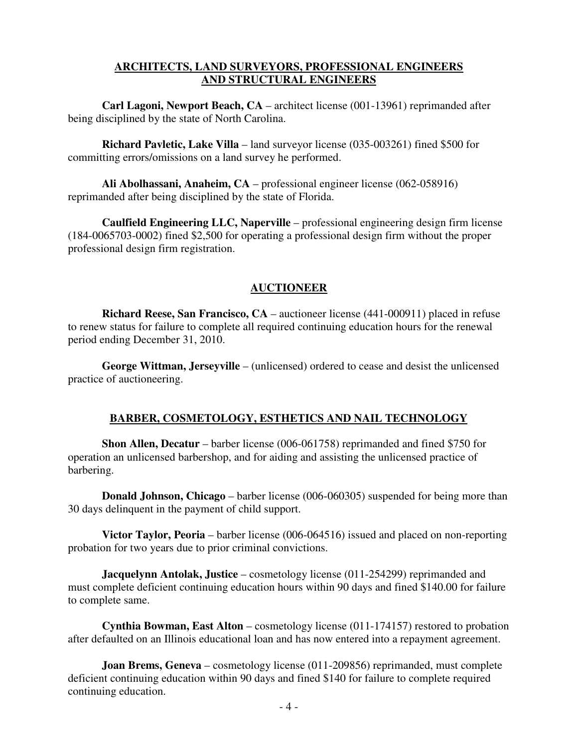## ARCHITECTS, LAND SURVEYORS, PROFESSIONAL ENGINEERS AND STRUCTURAL ENGINEERS

**Carl Lagoni, Newport Beach, CA** – architect license (001-13961) reprimanded after being disciplined by the state of North Carolina.

**Richard Pavletic, Lake Villa** – land surveyor license (035-003261) fined $500 for committing errors/omissions on a land survey he performed.

**Ali Abolhassani, Anaheim, CA** – professional engineer license (062-058916) reprimanded after being disciplined by the state of Florida.

**Caulfield Engineering LLC, Naperville** – professional engineering design firm license (184-0065703-0002) fined $2,500 for operating a professional design firm without the proper professional design firm registration.

## AUCTIONEER

**Richard Reese, San Francisco, CA** – auctioneer license (441-000911) placed in refuse to renew status for failure to complete all required continuing education hours for the renewal period ending December 31, 2010.

**George Wittman, Jerseyville** – (unlicensed) ordered to cease and desist the unlicensed practice of auctioneering.

## BARBER, COSMETOLOGY, ESTHETICS AND NAIL TECHNOLOGY

**Shon Allen, Decatur** – barber license (006-061758) reprimanded and fined $750 for operation an unlicensed barbershop, and for aiding and assisting the unlicensed practice of barbering.

**Donald Johnson, Chicago** – barber license (006-060305) suspended for being more than 30 days delinquent in the payment of child support.

**Victor Taylor, Peoria** – barber license (006-064516) issued and placed on non-reporting probation for two years due to prior criminal convictions.

**Jacquelynn Antolak, Justice** – cosmetology license (011-254299) reprimanded and must complete deficient continuing education hours within 90 days and fined $140.00 for failure to complete same.

**Cynthia Bowman, East Alton** – cosmetology license (011-174157) restored to probation after defaulted on an Illinois educational loan and has now entered into a repayment agreement.

**Joan Brems, Geneva** – cosmetology license (011-209856) reprimanded, must complete deficient continuing education within 90 days and fined $140 for failure to complete required continuing education.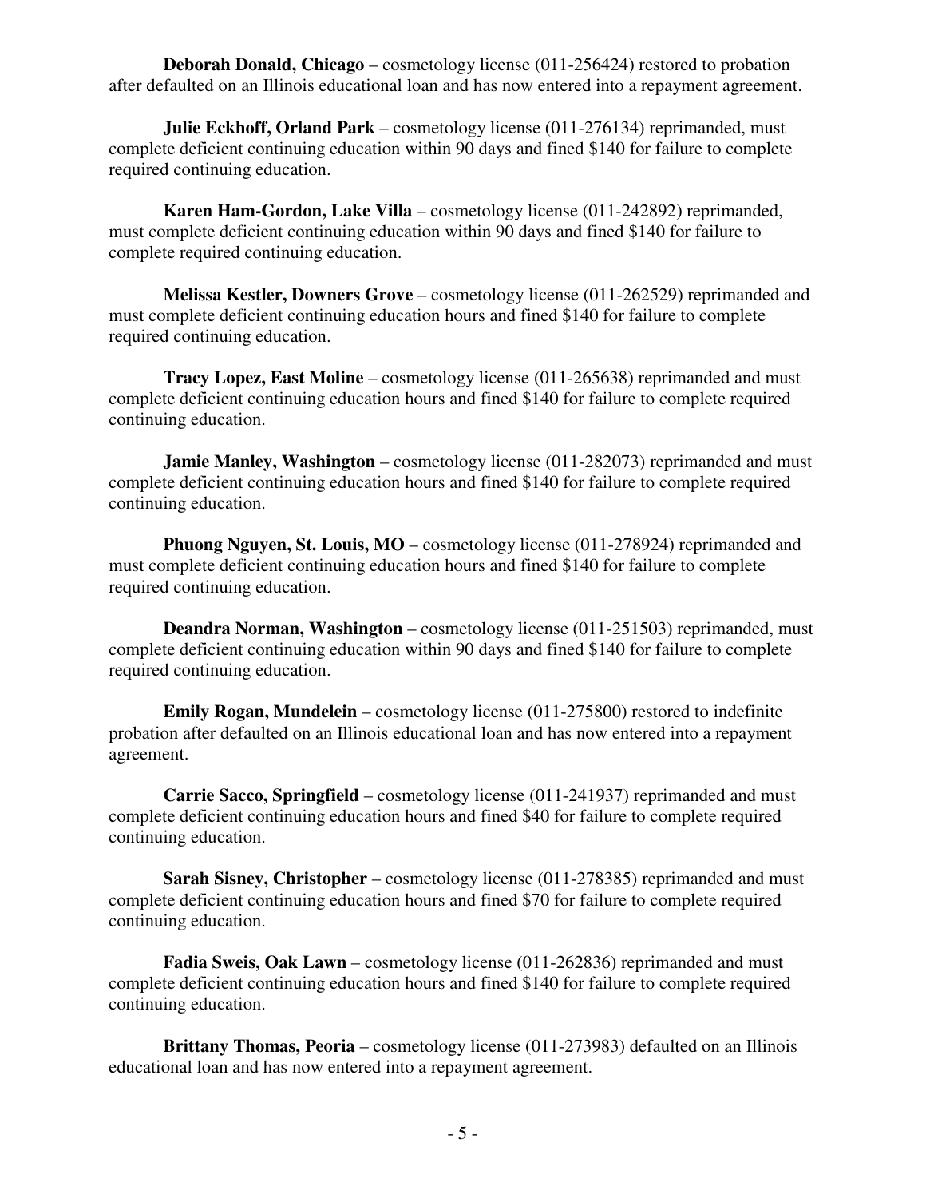**Deborah Donald, Chicago** – cosmetology license (011-256424) restored to probation after defaulted on an Illinois educational loan and has now entered into a repayment agreement.

**Julie Eckhoff, Orland Park** – cosmetology license (011-276134) reprimanded, must complete deficient continuing education within 90 days and fined $140 for failure to complete required continuing education.

**Karen Ham-Gordon, Lake Villa** – cosmetology license (011-242892) reprimanded, must complete deficient continuing education within 90 days and fined $140 for failure to complete required continuing education.

**Melissa Kestler, Downers Grove** – cosmetology license (011-262529) reprimanded and must complete deficient continuing education hours and fined $140 for failure to complete required continuing education.

**Tracy Lopez, East Moline** – cosmetology license (011-265638) reprimanded and must complete deficient continuing education hours and fined $140 for failure to complete required continuing education.

**Jamie Manley, Washington** – cosmetology license (011-282073) reprimanded and must complete deficient continuing education hours and fined $140 for failure to complete required continuing education.

**Phuong Nguyen, St. Louis, MO** – cosmetology license (011-278924) reprimanded and must complete deficient continuing education hours and fined $140 for failure to complete required continuing education.

**Deandra Norman, Washington** – cosmetology license (011-251503) reprimanded, must complete deficient continuing education within 90 days and fined $140 for failure to complete required continuing education.

**Emily Rogan, Mundelein** – cosmetology license (011-275800) restored to indefinite probation after defaulted on an Illinois educational loan and has now entered into a repayment agreement.

**Carrie Sacco, Springfield** – cosmetology license (011-241937) reprimanded and must complete deficient continuing education hours and fined $40 for failure to complete required continuing education.

**Sarah Sisney, Christopher** – cosmetology license (011-278385) reprimanded and must complete deficient continuing education hours and fined $70 for failure to complete required continuing education.

**Fadia Sweis, Oak Lawn** – cosmetology license (011-262836) reprimanded and must complete deficient continuing education hours and fined $140 for failure to complete required continuing education.

**Brittany Thomas, Peoria** – cosmetology license (011-273983) defaulted on an Illinois educational loan and has now entered into a repayment agreement.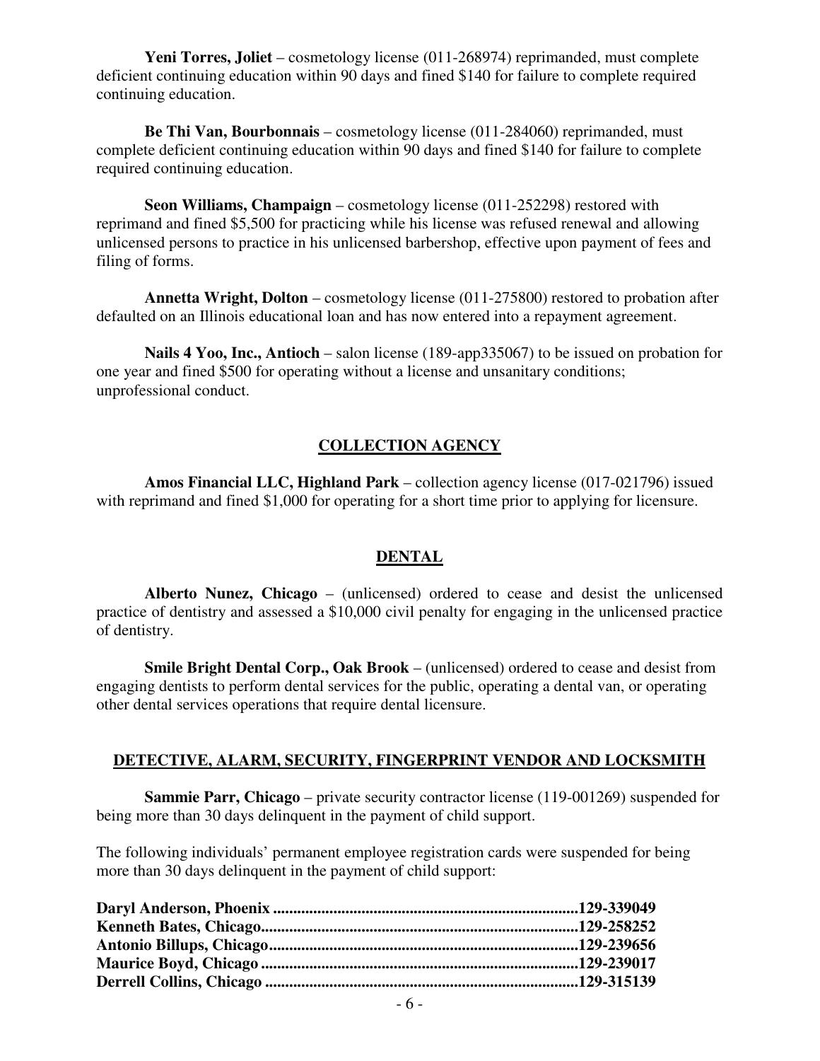**Yeni Torres, Joliet** – cosmetology license (011-268974) reprimanded, must complete deficient continuing education within 90 days and fined $140 for failure to complete required continuing education.

**Be Thi Van, Bourbonnais** – cosmetology license (011-284060) reprimanded, must complete deficient continuing education within 90 days and fined $140 for failure to complete required continuing education.

**Seon Williams, Champaign** – cosmetology license (011-252298) restored with reprimand and fined $5,500 for practicing while his license was refused renewal and allowing unlicensed persons to practice in his unlicensed barbershop, effective upon payment of fees and filing of forms.

**Annetta Wright, Dolton** – cosmetology license (011-275800) restored to probation after defaulted on an Illinois educational loan and has now entered into a repayment agreement.

**Nails 4 Yoo, Inc., Antioch** – salon license (189-app335067) to be issued on probation for one year and fined $500 for operating without a license and unsanitary conditions; unprofessional conduct.

## COLLECTION AGENCY

**Amos Financial LLC, Highland Park** – collection agency license (017-021796) issued with reprimand and fined $1,000 for operating for a short time prior to applying for licensure.

## DENTAL

**Alberto Nunez, Chicago** – (unlicensed) ordered to cease and desist the unlicensed practice of dentistry and assessed a $10,000 civil penalty for engaging in the unlicensed practice of dentistry.

**Smile Bright Dental Corp., Oak Brook** – (unlicensed) ordered to cease and desist from engaging dentists to perform dental services for the public, operating a dental van, or operating other dental services operations that require dental licensure.

## DETECTIVE, ALARM, SECURITY, FINGERPRINT VENDOR AND LOCKSMITH

**Sammie Parr, Chicago** – private security contractor license (119-001269) suspended for being more than 30 days delinquent in the payment of child support.

The following individuals' permanent employee registration cards were suspended for being more than 30 days delinquent in the payment of child support:

**Daryl Anderson, Phoenix ............................................................................129-339049**
**Kenneth Bates, Chicago..............................................................................129-258252**
**Antonio Billups, Chicago............................................................................129-239656**
**Maurice Boyd, Chicago ..............................................................................129-239017**
**Derrell Collins, Chicago .............................................................................129-315139**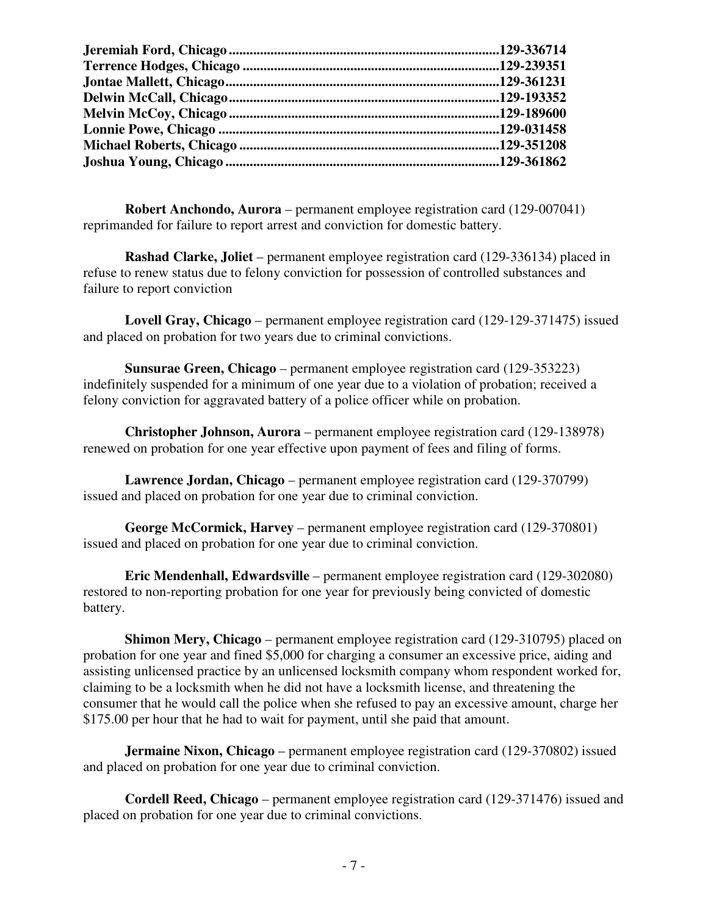**Jeremiah Ford, Chicago ............................................................................129-336714**
**Terrence Hodges, Chicago .........................................................................129-239351**
**Jontae Mallett, Chicago.............................................................................129-361231**
**Delwin McCall, Chicago.............................................................................129-193352**
**Melvin McCoy, Chicago ............................................................................129-189600**
**Lonnie Powe, Chicago ...............................................................................129-031458**
**Michael Roberts, Chicago .........................................................................129-351208**
**Joshua Young, Chicago .............................................................................129-361862**

**Robert Anchondo, Aurora** – permanent employee registration card (129-007041) reprimanded for failure to report arrest and conviction for domestic battery.

**Rashad Clarke, Joliet** – permanent employee registration card (129-336134) placed in refuse to renew status due to felony conviction for possession of controlled substances and failure to report conviction

**Lovell Gray, Chicago** – permanent employee registration card (129-129-371475) issued and placed on probation for two years due to criminal convictions.

**Sunsurae Green, Chicago** – permanent employee registration card (129-353223) indefinitely suspended for a minimum of one year due to a violation of probation; received a felony conviction for aggravated battery of a police officer while on probation.

**Christopher Johnson, Aurora** – permanent employee registration card (129-138978) renewed on probation for one year effective upon payment of fees and filing of forms.

**Lawrence Jordan, Chicago** – permanent employee registration card (129-370799) issued and placed on probation for one year due to criminal conviction.

**George McCormick, Harvey** – permanent employee registration card (129-370801) issued and placed on probation for one year due to criminal conviction.

**Eric Mendenhall, Edwardsville** – permanent employee registration card (129-302080) restored to non-reporting probation for one year for previously being convicted of domestic battery.

**Shimon Mery, Chicago** – permanent employee registration card (129-310795) placed on probation for one year and fined $5,000 for charging a consumer an excessive price, aiding and assisting unlicensed practice by an unlicensed locksmith company whom respondent worked for, claiming to be a locksmith when he did not have a locksmith license, and threatening the consumer that he would call the police when she refused to pay an excessive amount, charge her $175.00 per hour that he had to wait for payment, until she paid that amount.

**Jermaine Nixon, Chicago** – permanent employee registration card (129-370802) issued and placed on probation for one year due to criminal conviction.

**Cordell Reed, Chicago** – permanent employee registration card (129-371476) issued and placed on probation for one year due to criminal convictions.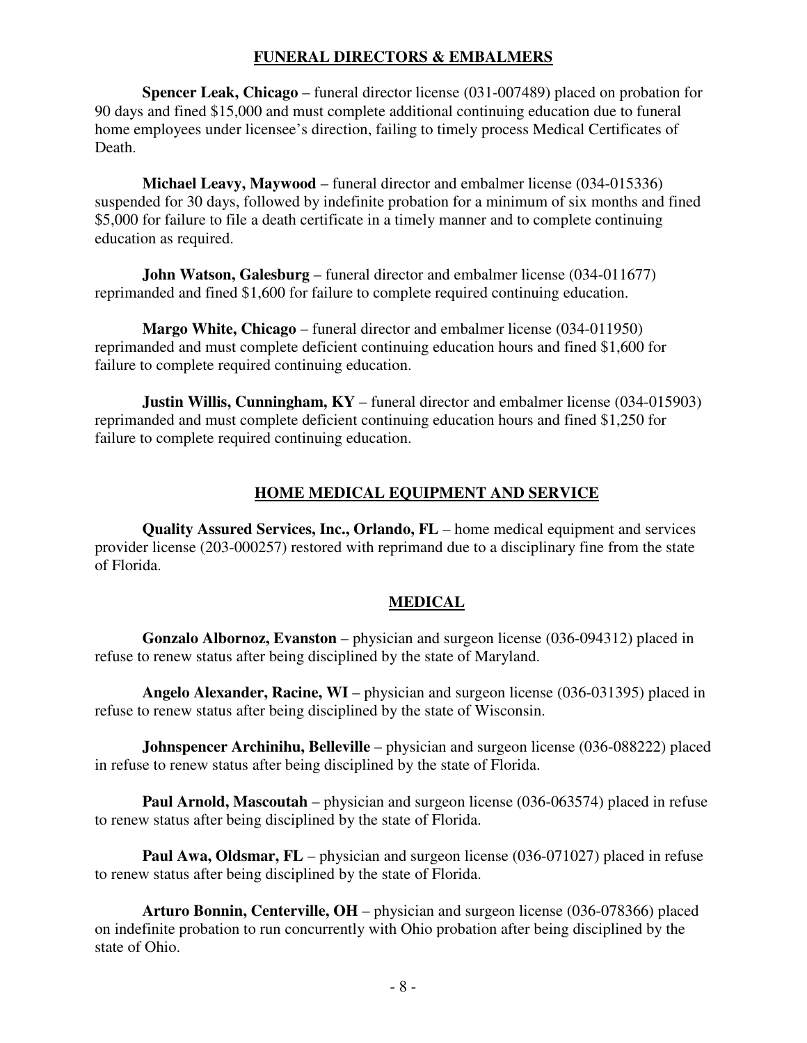## FUNERAL DIRECTORS & EMBALMERS

**Spencer Leak, Chicago** – funeral director license (031-007489) placed on probation for 90 days and fined $15,000 and must complete additional continuing education due to funeral home employees under licensee's direction, failing to timely process Medical Certificates of Death.

**Michael Leavy, Maywood** – funeral director and embalmer license (034-015336) suspended for 30 days, followed by indefinite probation for a minimum of six months and fined $5,000 for failure to file a death certificate in a timely manner and to complete continuing education as required.

**John Watson, Galesburg** – funeral director and embalmer license (034-011677) reprimanded and fined $1,600 for failure to complete required continuing education.

**Margo White, Chicago** – funeral director and embalmer license (034-011950) reprimanded and must complete deficient continuing education hours and fined $1,600 for failure to complete required continuing education.

**Justin Willis, Cunningham, KY** – funeral director and embalmer license (034-015903) reprimanded and must complete deficient continuing education hours and fined $1,250 for failure to complete required continuing education.

## HOME MEDICAL EQUIPMENT AND SERVICE

**Quality Assured Services, Inc., Orlando, FL** – home medical equipment and services provider license (203-000257) restored with reprimand due to a disciplinary fine from the state of Florida.

## MEDICAL

**Gonzalo Albornoz, Evanston** – physician and surgeon license (036-094312) placed in refuse to renew status after being disciplined by the state of Maryland.

**Angelo Alexander, Racine, WI** – physician and surgeon license (036-031395) placed in refuse to renew status after being disciplined by the state of Wisconsin.

**Johnspencer Archinihu, Belleville** – physician and surgeon license (036-088222) placed in refuse to renew status after being disciplined by the state of Florida.

**Paul Arnold, Mascoutah** – physician and surgeon license (036-063574) placed in refuse to renew status after being disciplined by the state of Florida.

**Paul Awa, Oldsmar, FL** – physician and surgeon license (036-071027) placed in refuse to renew status after being disciplined by the state of Florida.

**Arturo Bonnin, Centerville, OH** – physician and surgeon license (036-078366) placed on indefinite probation to run concurrently with Ohio probation after being disciplined by the state of Ohio.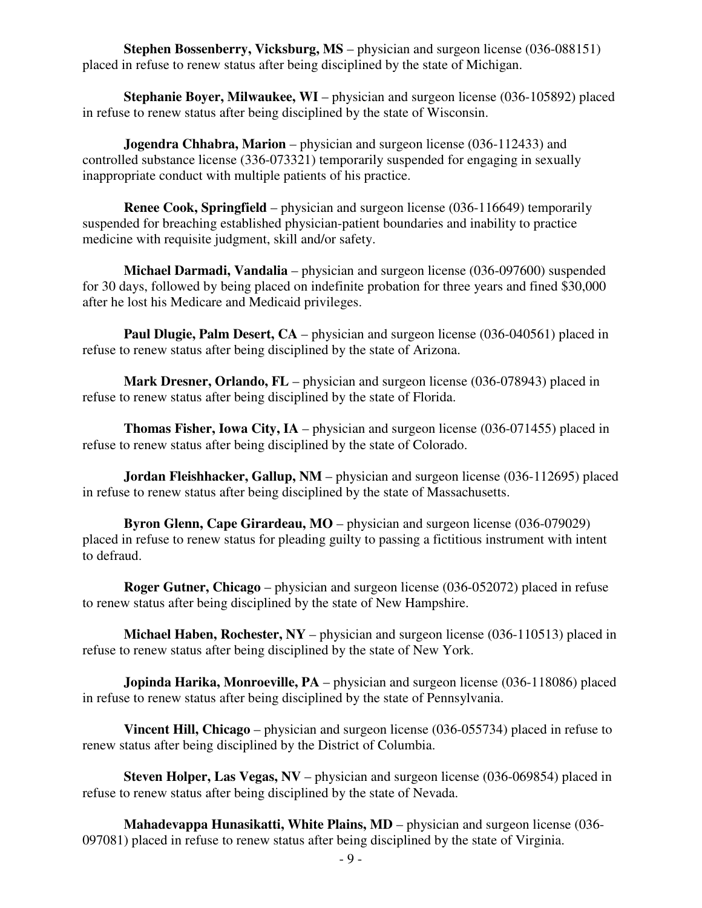**Stephen Bossenberry, Vicksburg, MS** – physician and surgeon license (036-088151) placed in refuse to renew status after being disciplined by the state of Michigan.

**Stephanie Boyer, Milwaukee, WI** – physician and surgeon license (036-105892) placed in refuse to renew status after being disciplined by the state of Wisconsin.

**Jogendra Chhabra, Marion** – physician and surgeon license (036-112433) and controlled substance license (336-073321) temporarily suspended for engaging in sexually inappropriate conduct with multiple patients of his practice.

**Renee Cook, Springfield** – physician and surgeon license (036-116649) temporarily suspended for breaching established physician-patient boundaries and inability to practice medicine with requisite judgment, skill and/or safety.

**Michael Darmadi, Vandalia** – physician and surgeon license (036-097600) suspended for 30 days, followed by being placed on indefinite probation for three years and fined $30,000 after he lost his Medicare and Medicaid privileges.

**Paul Dlugie, Palm Desert, CA** – physician and surgeon license (036-040561) placed in refuse to renew status after being disciplined by the state of Arizona.

**Mark Dresner, Orlando, FL** – physician and surgeon license (036-078943) placed in refuse to renew status after being disciplined by the state of Florida.

**Thomas Fisher, Iowa City, IA** – physician and surgeon license (036-071455) placed in refuse to renew status after being disciplined by the state of Colorado.

**Jordan Fleishhacker, Gallup, NM** – physician and surgeon license (036-112695) placed in refuse to renew status after being disciplined by the state of Massachusetts.

**Byron Glenn, Cape Girardeau, MO** – physician and surgeon license (036-079029) placed in refuse to renew status for pleading guilty to passing a fictitious instrument with intent to defraud.

**Roger Gutner, Chicago** – physician and surgeon license (036-052072) placed in refuse to renew status after being disciplined by the state of New Hampshire.

**Michael Haben, Rochester, NY** – physician and surgeon license (036-110513) placed in refuse to renew status after being disciplined by the state of New York.

**Jopinda Harika, Monroeville, PA** – physician and surgeon license (036-118086) placed in refuse to renew status after being disciplined by the state of Pennsylvania.

**Vincent Hill, Chicago** – physician and surgeon license (036-055734) placed in refuse to renew status after being disciplined by the District of Columbia.

**Steven Holper, Las Vegas, NV** – physician and surgeon license (036-069854) placed in refuse to renew status after being disciplined by the state of Nevada.

**Mahadevappa Hunasikatti, White Plains, MD** – physician and surgeon license (036-097081) placed in refuse to renew status after being disciplined by the state of Virginia.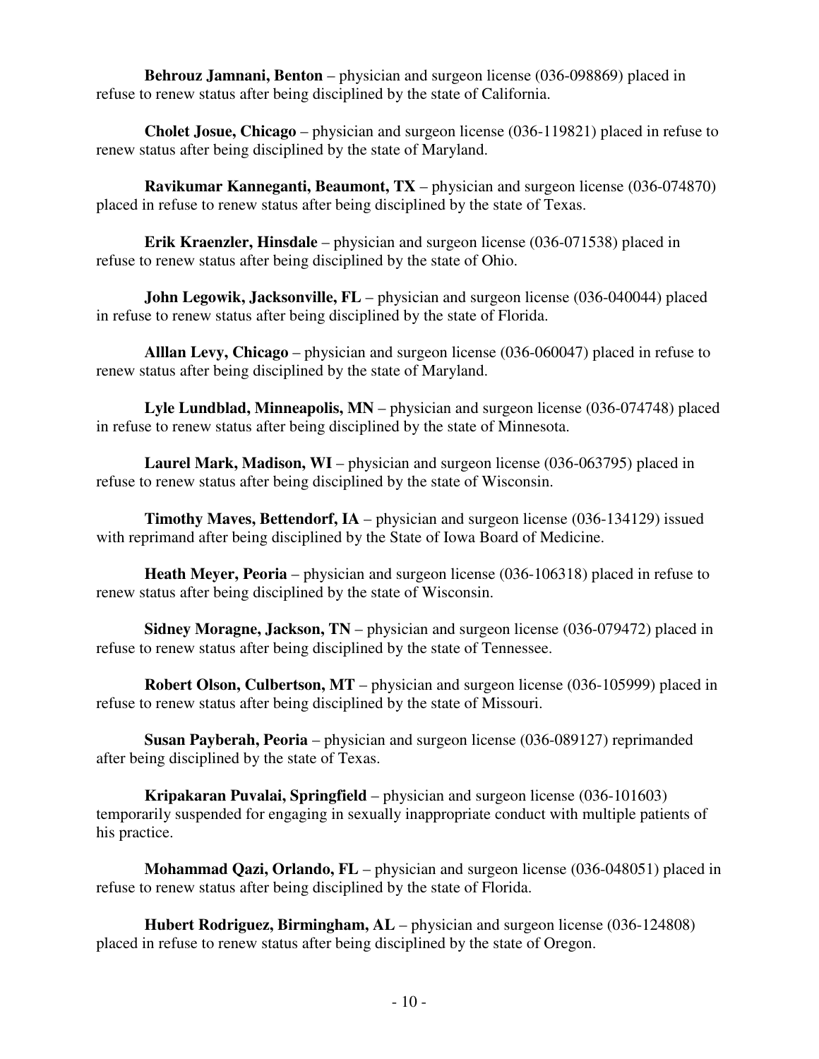**Behrouz Jamnani, Benton** – physician and surgeon license (036-098869) placed in refuse to renew status after being disciplined by the state of California.

**Cholet Josue, Chicago** – physician and surgeon license (036-119821) placed in refuse to renew status after being disciplined by the state of Maryland.

**Ravikumar Kanneganti, Beaumont, TX** – physician and surgeon license (036-074870) placed in refuse to renew status after being disciplined by the state of Texas.

**Erik Kraenzler, Hinsdale** – physician and surgeon license (036-071538) placed in refuse to renew status after being disciplined by the state of Ohio.

**John Legowik, Jacksonville, FL** – physician and surgeon license (036-040044) placed in refuse to renew status after being disciplined by the state of Florida.

**Alllan Levy, Chicago** – physician and surgeon license (036-060047) placed in refuse to renew status after being disciplined by the state of Maryland.

**Lyle Lundblad, Minneapolis, MN** – physician and surgeon license (036-074748) placed in refuse to renew status after being disciplined by the state of Minnesota.

**Laurel Mark, Madison, WI** – physician and surgeon license (036-063795) placed in refuse to renew status after being disciplined by the state of Wisconsin.

**Timothy Maves, Bettendorf, IA** – physician and surgeon license (036-134129) issued with reprimand after being disciplined by the State of Iowa Board of Medicine.

**Heath Meyer, Peoria** – physician and surgeon license (036-106318) placed in refuse to renew status after being disciplined by the state of Wisconsin.

**Sidney Moragne, Jackson, TN** – physician and surgeon license (036-079472) placed in refuse to renew status after being disciplined by the state of Tennessee.

**Robert Olson, Culbertson, MT** – physician and surgeon license (036-105999) placed in refuse to renew status after being disciplined by the state of Missouri.

**Susan Payberah, Peoria** – physician and surgeon license (036-089127) reprimanded after being disciplined by the state of Texas.

**Kripakaran Puvalai, Springfield** – physician and surgeon license (036-101603) temporarily suspended for engaging in sexually inappropriate conduct with multiple patients of his practice.

**Mohammad Qazi, Orlando, FL** – physician and surgeon license (036-048051) placed in refuse to renew status after being disciplined by the state of Florida.

**Hubert Rodriguez, Birmingham, AL** – physician and surgeon license (036-124808) placed in refuse to renew status after being disciplined by the state of Oregon.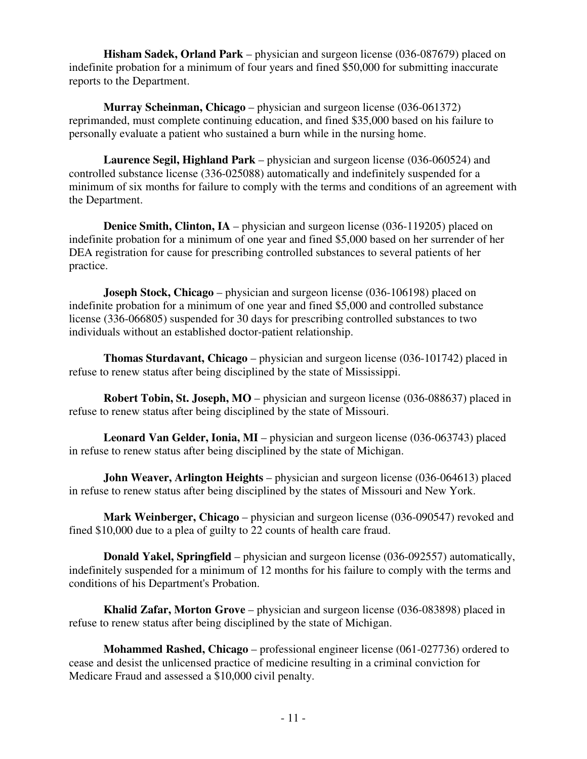**Hisham Sadek, Orland Park** – physician and surgeon license (036-087679) placed on indefinite probation for a minimum of four years and fined $50,000 for submitting inaccurate reports to the Department.

**Murray Scheinman, Chicago** – physician and surgeon license (036-061372) reprimanded, must complete continuing education, and fined $35,000 based on his failure to personally evaluate a patient who sustained a burn while in the nursing home.

**Laurence Segil, Highland Park** – physician and surgeon license (036-060524) and controlled substance license (336-025088) automatically and indefinitely suspended for a minimum of six months for failure to comply with the terms and conditions of an agreement with the Department.

**Denice Smith, Clinton, IA** – physician and surgeon license (036-119205) placed on indefinite probation for a minimum of one year and fined $5,000 based on her surrender of her DEA registration for cause for prescribing controlled substances to several patients of her practice.

**Joseph Stock, Chicago** – physician and surgeon license (036-106198) placed on indefinite probation for a minimum of one year and fined $5,000 and controlled substance license (336-066805) suspended for 30 days for prescribing controlled substances to two individuals without an established doctor-patient relationship.

**Thomas Sturdavant, Chicago** – physician and surgeon license (036-101742) placed in refuse to renew status after being disciplined by the state of Mississippi.

**Robert Tobin, St. Joseph, MO** – physician and surgeon license (036-088637) placed in refuse to renew status after being disciplined by the state of Missouri.

**Leonard Van Gelder, Ionia, MI** – physician and surgeon license (036-063743) placed in refuse to renew status after being disciplined by the state of Michigan.

**John Weaver, Arlington Heights** – physician and surgeon license (036-064613) placed in refuse to renew status after being disciplined by the states of Missouri and New York.

**Mark Weinberger, Chicago** – physician and surgeon license (036-090547) revoked and fined $10,000 due to a plea of guilty to 22 counts of health care fraud.

**Donald Yakel, Springfield** – physician and surgeon license (036-092557) automatically, indefinitely suspended for a minimum of 12 months for his failure to comply with the terms and conditions of his Department's Probation.

**Khalid Zafar, Morton Grove** – physician and surgeon license (036-083898) placed in refuse to renew status after being disciplined by the state of Michigan.

**Mohammed Rashed, Chicago** – professional engineer license (061-027736) ordered to cease and desist the unlicensed practice of medicine resulting in a criminal conviction for Medicare Fraud and assessed a $10,000 civil penalty.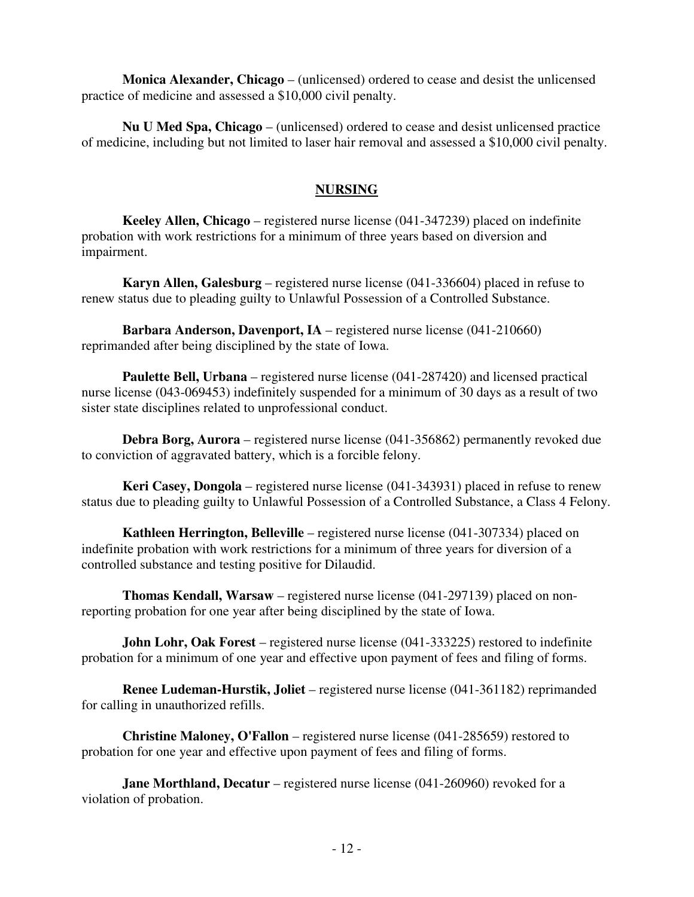**Monica Alexander, Chicago** – (unlicensed) ordered to cease and desist the unlicensed practice of medicine and assessed a $10,000 civil penalty.

**Nu U Med Spa, Chicago** – (unlicensed) ordered to cease and desist unlicensed practice of medicine, including but not limited to laser hair removal and assessed a $10,000 civil penalty.

## NURSING

**Keeley Allen, Chicago** – registered nurse license (041-347239) placed on indefinite probation with work restrictions for a minimum of three years based on diversion and impairment.

**Karyn Allen, Galesburg** – registered nurse license (041-336604) placed in refuse to renew status due to pleading guilty to Unlawful Possession of a Controlled Substance.

**Barbara Anderson, Davenport, IA** – registered nurse license (041-210660) reprimanded after being disciplined by the state of Iowa.

**Paulette Bell, Urbana** – registered nurse license (041-287420) and licensed practical nurse license (043-069453) indefinitely suspended for a minimum of 30 days as a result of two sister state disciplines related to unprofessional conduct.

**Debra Borg, Aurora** – registered nurse license (041-356862) permanently revoked due to conviction of aggravated battery, which is a forcible felony.

**Keri Casey, Dongola** – registered nurse license (041-343931) placed in refuse to renew status due to pleading guilty to Unlawful Possession of a Controlled Substance, a Class 4 Felony.

**Kathleen Herrington, Belleville** – registered nurse license (041-307334) placed on indefinite probation with work restrictions for a minimum of three years for diversion of a controlled substance and testing positive for Dilaudid.

**Thomas Kendall, Warsaw** – registered nurse license (041-297139) placed on non-reporting probation for one year after being disciplined by the state of Iowa.

**John Lohr, Oak Forest** – registered nurse license (041-333225) restored to indefinite probation for a minimum of one year and effective upon payment of fees and filing of forms.

**Renee Ludeman-Hurstik, Joliet** – registered nurse license (041-361182) reprimanded for calling in unauthorized refills.

**Christine Maloney, O'Fallon** – registered nurse license (041-285659) restored to probation for one year and effective upon payment of fees and filing of forms.

**Jane Morthland, Decatur** – registered nurse license (041-260960) revoked for a violation of probation.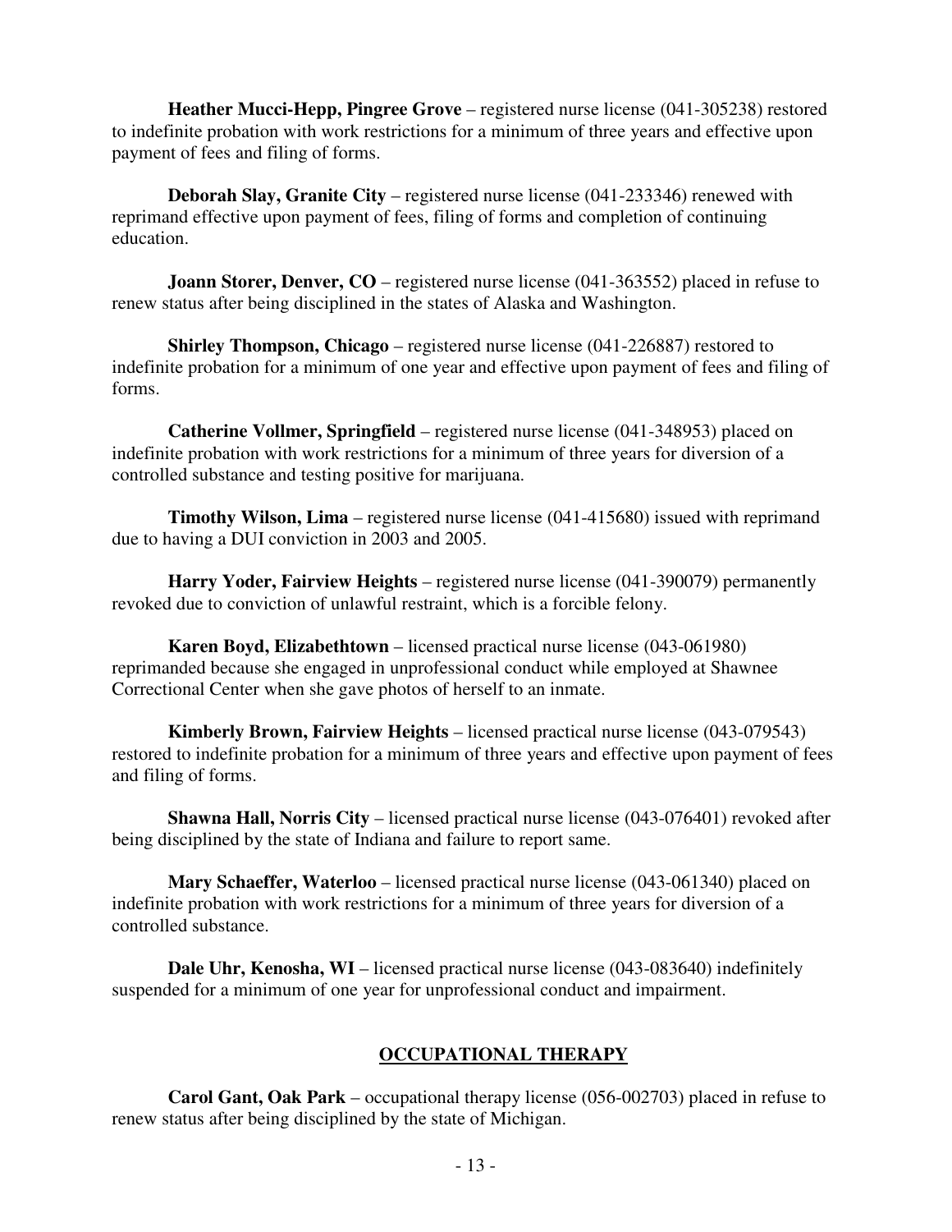**Heather Mucci-Hepp, Pingree Grove** – registered nurse license (041-305238) restored to indefinite probation with work restrictions for a minimum of three years and effective upon payment of fees and filing of forms.

**Deborah Slay, Granite City** – registered nurse license (041-233346) renewed with reprimand effective upon payment of fees, filing of forms and completion of continuing education.

**Joann Storer, Denver, CO** – registered nurse license (041-363552) placed in refuse to renew status after being disciplined in the states of Alaska and Washington.

**Shirley Thompson, Chicago** – registered nurse license (041-226887) restored to indefinite probation for a minimum of one year and effective upon payment of fees and filing of forms.

**Catherine Vollmer, Springfield** – registered nurse license (041-348953) placed on indefinite probation with work restrictions for a minimum of three years for diversion of a controlled substance and testing positive for marijuana.

**Timothy Wilson, Lima** – registered nurse license (041-415680) issued with reprimand due to having a DUI conviction in 2003 and 2005.

**Harry Yoder, Fairview Heights** – registered nurse license (041-390079) permanently revoked due to conviction of unlawful restraint, which is a forcible felony.

**Karen Boyd, Elizabethtown** – licensed practical nurse license (043-061980) reprimanded because she engaged in unprofessional conduct while employed at Shawnee Correctional Center when she gave photos of herself to an inmate.

**Kimberly Brown, Fairview Heights** – licensed practical nurse license (043-079543) restored to indefinite probation for a minimum of three years and effective upon payment of fees and filing of forms.

**Shawna Hall, Norris City** – licensed practical nurse license (043-076401) revoked after being disciplined by the state of Indiana and failure to report same.

**Mary Schaeffer, Waterloo** – licensed practical nurse license (043-061340) placed on indefinite probation with work restrictions for a minimum of three years for diversion of a controlled substance.

**Dale Uhr, Kenosha, WI** – licensed practical nurse license (043-083640) indefinitely suspended for a minimum of one year for unprofessional conduct and impairment.

## OCCUPATIONAL THERAPY

**Carol Gant, Oak Park** – occupational therapy license (056-002703) placed in refuse to renew status after being disciplined by the state of Michigan.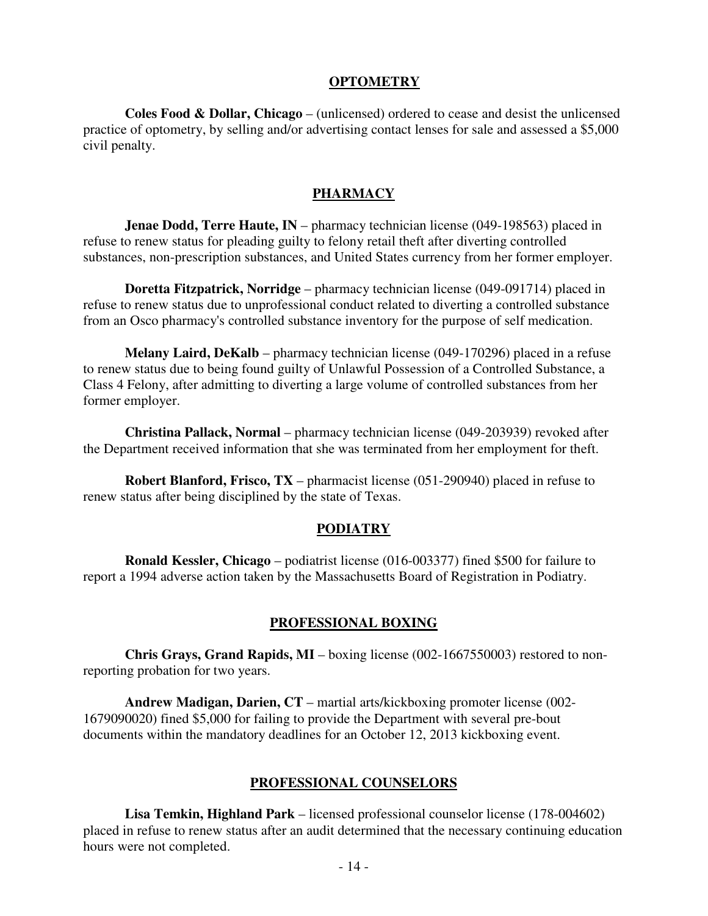## OPTOMETRY

**Coles Food & Dollar, Chicago** – (unlicensed) ordered to cease and desist the unlicensed practice of optometry, by selling and/or advertising contact lenses for sale and assessed a $5,000 civil penalty.

## PHARMACY

**Jenae Dodd, Terre Haute, IN** – pharmacy technician license (049-198563) placed in refuse to renew status for pleading guilty to felony retail theft after diverting controlled substances, non-prescription substances, and United States currency from her former employer.

**Doretta Fitzpatrick, Norridge** – pharmacy technician license (049-091714) placed in refuse to renew status due to unprofessional conduct related to diverting a controlled substance from an Osco pharmacy's controlled substance inventory for the purpose of self medication.

**Melany Laird, DeKalb** – pharmacy technician license (049-170296) placed in a refuse to renew status due to being found guilty of Unlawful Possession of a Controlled Substance, a Class 4 Felony, after admitting to diverting a large volume of controlled substances from her former employer.

**Christina Pallack, Normal** – pharmacy technician license (049-203939) revoked after the Department received information that she was terminated from her employment for theft.

**Robert Blanford, Frisco, TX** – pharmacist license (051-290940) placed in refuse to renew status after being disciplined by the state of Texas.

## PODIATRY

**Ronald Kessler, Chicago** – podiatrist license (016-003377) fined $500 for failure to report a 1994 adverse action taken by the Massachusetts Board of Registration in Podiatry.

## PROFESSIONAL BOXING

**Chris Grays, Grand Rapids, MI** – boxing license (002-1667550003) restored to non-reporting probation for two years.

**Andrew Madigan, Darien, CT** – martial arts/kickboxing promoter license (002-1679090020) fined $5,000 for failing to provide the Department with several pre-bout documents within the mandatory deadlines for an October 12, 2013 kickboxing event.

## PROFESSIONAL COUNSELORS

**Lisa Temkin, Highland Park** – licensed professional counselor license (178-004602) placed in refuse to renew status after an audit determined that the necessary continuing education hours were not completed.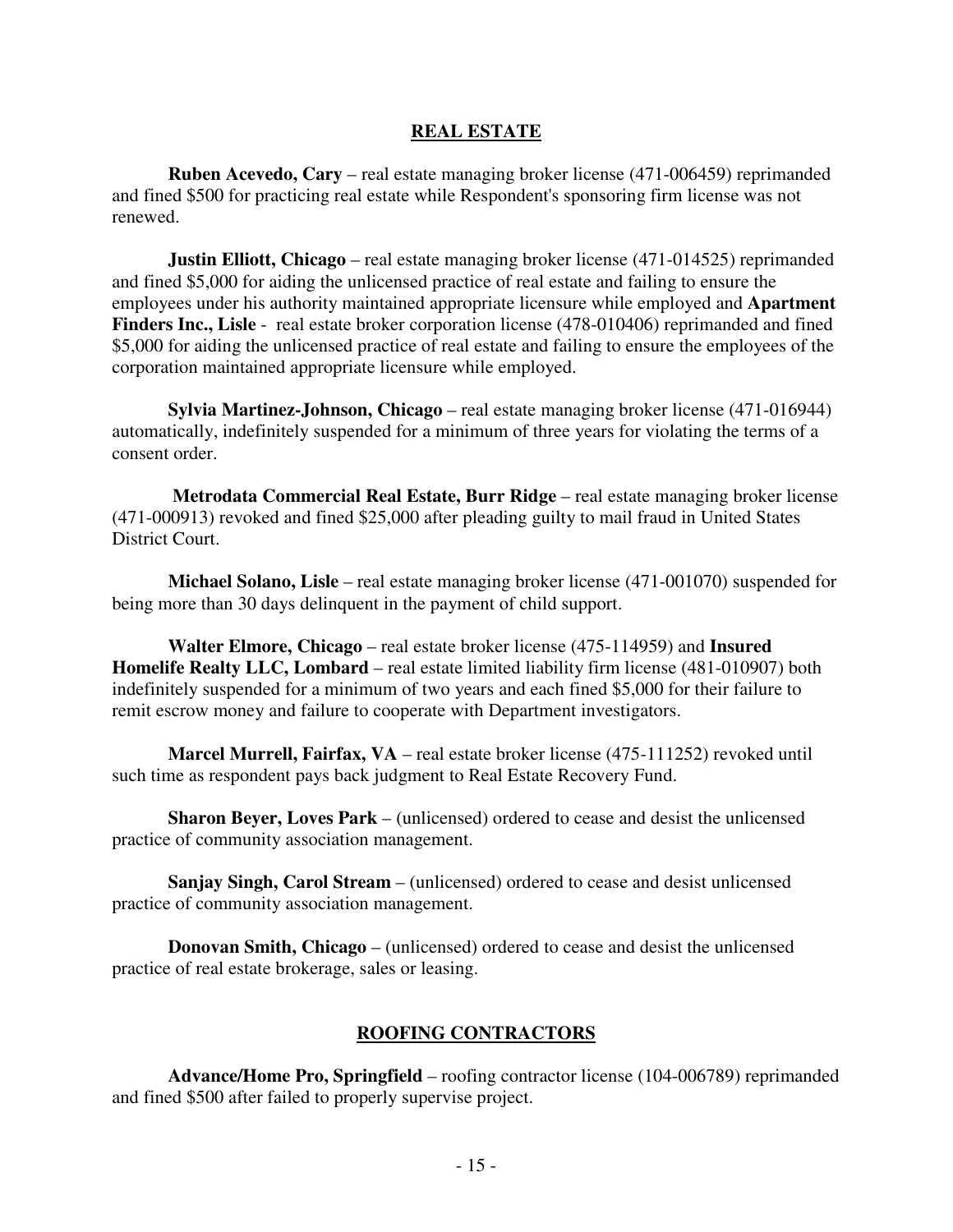## REAL ESTATE

**Ruben Acevedo, Cary** – real estate managing broker license (471-006459) reprimanded and fined $500 for practicing real estate while Respondent's sponsoring firm license was not renewed.

**Justin Elliott, Chicago** – real estate managing broker license (471-014525) reprimanded and fined $5,000 for aiding the unlicensed practice of real estate and failing to ensure the employees under his authority maintained appropriate licensure while employed and **Apartment Finders Inc., Lisle** - real estate broker corporation license (478-010406) reprimanded and fined $5,000 for aiding the unlicensed practice of real estate and failing to ensure the employees of the corporation maintained appropriate licensure while employed.

**Sylvia Martinez-Johnson, Chicago** – real estate managing broker license (471-016944) automatically, indefinitely suspended for a minimum of three years for violating the terms of a consent order.

**Metrodata Commercial Real Estate, Burr Ridge** – real estate managing broker license (471-000913) revoked and fined $25,000 after pleading guilty to mail fraud in United States District Court.

**Michael Solano, Lisle** – real estate managing broker license (471-001070) suspended for being more than 30 days delinquent in the payment of child support.

**Walter Elmore, Chicago** – real estate broker license (475-114959) and **Insured Homelife Realty LLC, Lombard** – real estate limited liability firm license (481-010907) both indefinitely suspended for a minimum of two years and each fined $5,000 for their failure to remit escrow money and failure to cooperate with Department investigators.

**Marcel Murrell, Fairfax, VA** – real estate broker license (475-111252) revoked until such time as respondent pays back judgment to Real Estate Recovery Fund.

**Sharon Beyer, Loves Park** – (unlicensed) ordered to cease and desist the unlicensed practice of community association management.

**Sanjay Singh, Carol Stream** – (unlicensed) ordered to cease and desist unlicensed practice of community association management.

**Donovan Smith, Chicago** – (unlicensed) ordered to cease and desist the unlicensed practice of real estate brokerage, sales or leasing.

## ROOFING CONTRACTORS

**Advance/Home Pro, Springfield** – roofing contractor license (104-006789) reprimanded and fined $500 after failed to properly supervise project.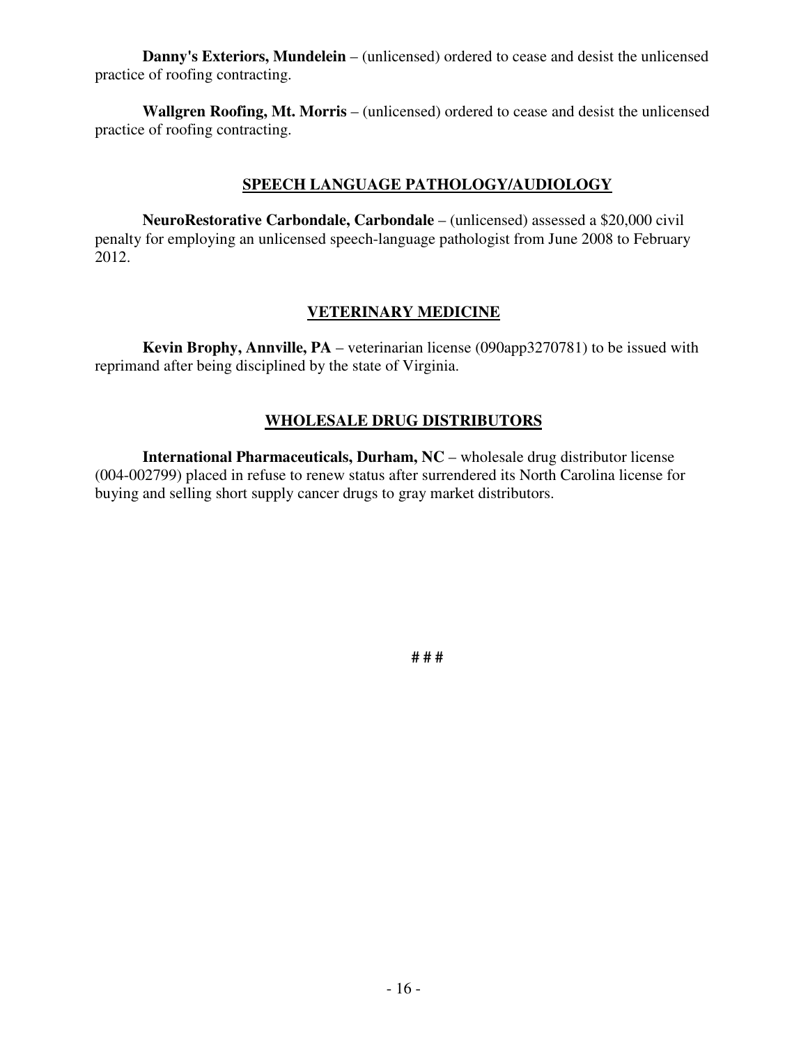**Danny's Exteriors, Mundelein** – (unlicensed) ordered to cease and desist the unlicensed practice of roofing contracting.

**Wallgren Roofing, Mt. Morris** – (unlicensed) ordered to cease and desist the unlicensed practice of roofing contracting.

## SPEECH LANGUAGE PATHOLOGY/AUDIOLOGY

**NeuroRestorative Carbondale, Carbondale** – (unlicensed) assessed a $20,000 civil penalty for employing an unlicensed speech-language pathologist from June 2008 to February 2012.

## VETERINARY MEDICINE

**Kevin Brophy, Annville, PA** – veterinarian license (090app3270781) to be issued with reprimand after being disciplined by the state of Virginia.

## WHOLESALE DRUG DISTRIBUTORS

**International Pharmaceuticals, Durham, NC** – wholesale drug distributor license (004-002799) placed in refuse to renew status after surrendered its North Carolina license for buying and selling short supply cancer drugs to gray market distributors.

# # #